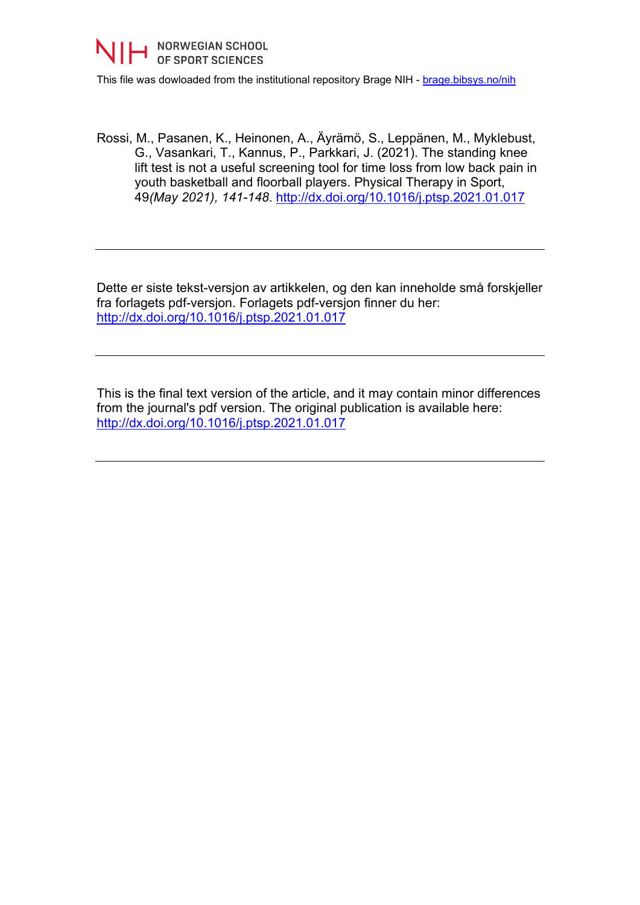NORWEGIAN SCHOOL
OF SPORT SCIENCES

This file was dowloaded from the institutional repository Brage NIH - brage.bibsys.no/nih

Rossi, M., Pasanen, K., Heinonen, A., Äyrämö, S., Leppänen, M., Myklebust, G., Vasankari, T., Kannus, P., Parkkari, J. (2021). The standing knee lift test is not a useful screening tool for time loss from low back pain in youth basketball and floorball players. Physical Therapy in Sport, 49*(May 2021), 141-148*. http://dx.doi.org/10.1016/j.ptsp.2021.01.017

---

Dette er siste tekst-versjon av artikkelen, og den kan inneholde små forskjeller fra forlagets pdf-versjon. Forlagets pdf-versjon finner du her: http://dx.doi.org/10.1016/j.ptsp.2021.01.017

---

This is the final text version of the article, and it may contain minor differences from the journal's pdf version. The original publication is available here: http://dx.doi.org/10.1016/j.ptsp.2021.01.017

---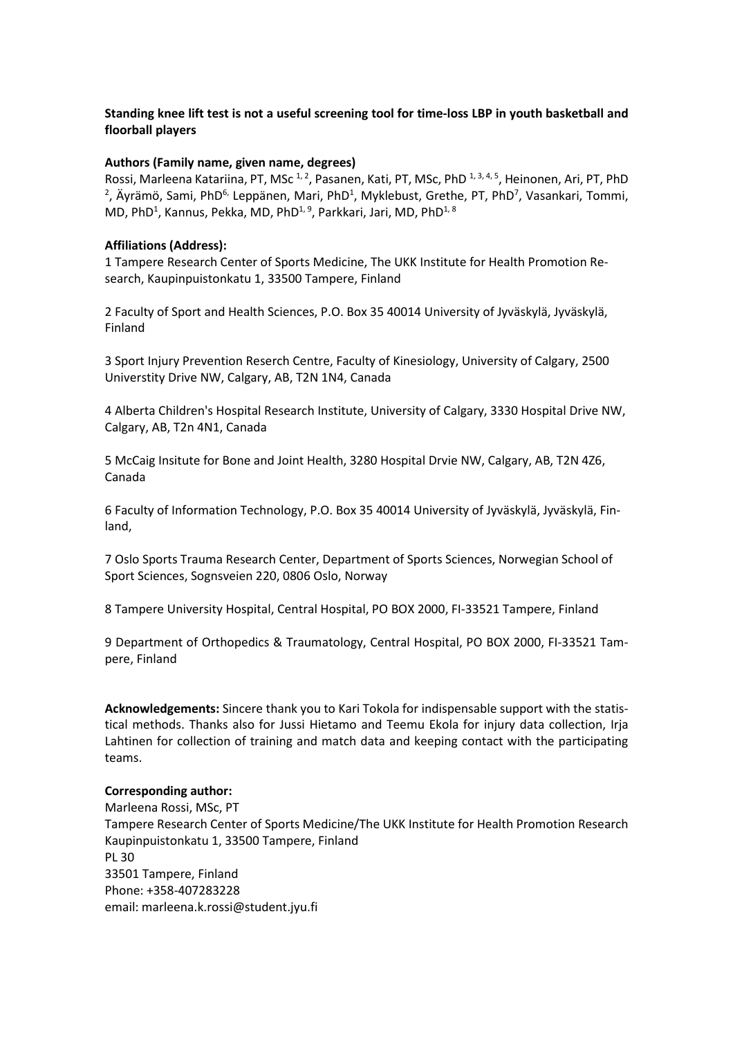**Standing knee lift test is not a useful screening tool for time-loss LBP in youth basketball and floorball players**

**Authors (Family name, given name, degrees)**

Rossi, Marleena Katariina, PT, MSc [1, 2], Pasanen, Kati, PT, MSc, PhD [1, 3, 4, 5], Heinonen, Ari, PT, PhD [2], Äyrämö, Sami, PhD[6,] Leppänen, Mari, PhD[1], Myklebust, Grethe, PT, PhD[7], Vasankari, Tommi, MD, PhD[1], Kannus, Pekka, MD, PhD[1, 9], Parkkari, Jari, MD, PhD[1, 8]

**Affiliations (Address):**

1 Tampere Research Center of Sports Medicine, The UKK Institute for Health Promotion Research, Kaupinpuistonkatu 1, 33500 Tampere, Finland

2 Faculty of Sport and Health Sciences, P.O. Box 35 40014 University of Jyväskylä, Jyväskylä, Finland

3 Sport Injury Prevention Reserch Centre, Faculty of Kinesiology, University of Calgary, 2500 Universtity Drive NW, Calgary, AB, T2N 1N4, Canada

4 Alberta Children's Hospital Research Institute, University of Calgary, 3330 Hospital Drive NW, Calgary, AB, T2n 4N1, Canada

5 McCaig Insitute for Bone and Joint Health, 3280 Hospital Drvie NW, Calgary, AB, T2N 4Z6, Canada

6 Faculty of Information Technology, P.O. Box 35 40014 University of Jyväskylä, Jyväskylä, Finland,

7 Oslo Sports Trauma Research Center, Department of Sports Sciences, Norwegian School of Sport Sciences, Sognsveien 220, 0806 Oslo, Norway

8 Tampere University Hospital, Central Hospital, PO BOX 2000, FI-33521 Tampere, Finland

9 Department of Orthopedics & Traumatology, Central Hospital, PO BOX 2000, FI-33521 Tampere, Finland

**Acknowledgements:** Sincere thank you to Kari Tokola for indispensable support with the statistical methods. Thanks also for Jussi Hietamo and Teemu Ekola for injury data collection, Irja Lahtinen for collection of training and match data and keeping contact with the participating teams.

**Corresponding author:**

Marleena Rossi, MSc, PT
Tampere Research Center of Sports Medicine/The UKK Institute for Health Promotion Research
Kaupinpuistonkatu 1, 33500 Tampere, Finland
PL 30
33501 Tampere, Finland
Phone: +358-407283228
email: marleena.k.rossi@student.jyu.fi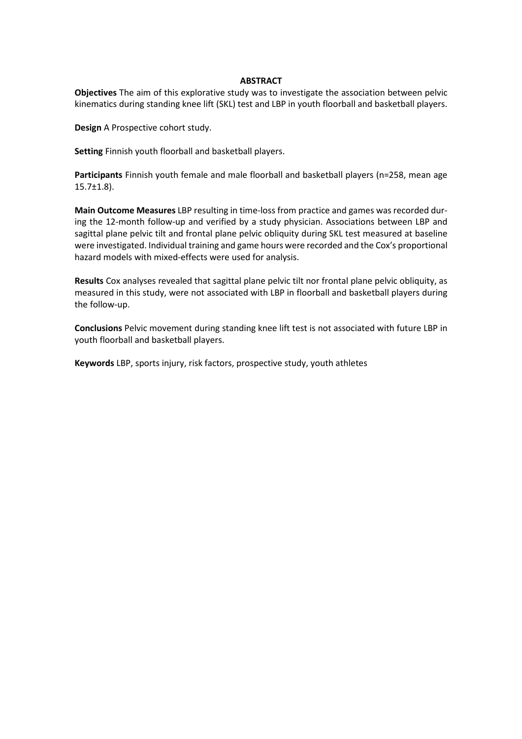## ABSTRACT

**Objectives** The aim of this explorative study was to investigate the association between pelvic kinematics during standing knee lift (SKL) test and LBP in youth floorball and basketball players.

**Design** A Prospective cohort study.

**Setting** Finnish youth floorball and basketball players.

**Participants** Finnish youth female and male floorball and basketball players (n=258, mean age 15.7±1.8).

**Main Outcome Measures** LBP resulting in time-loss from practice and games was recorded during the 12-month follow-up and verified by a study physician. Associations between LBP and sagittal plane pelvic tilt and frontal plane pelvic obliquity during SKL test measured at baseline were investigated. Individual training and game hours were recorded and the Cox's proportional hazard models with mixed-effects were used for analysis.

**Results** Cox analyses revealed that sagittal plane pelvic tilt nor frontal plane pelvic obliquity, as measured in this study, were not associated with LBP in floorball and basketball players during the follow-up.

**Conclusions** Pelvic movement during standing knee lift test is not associated with future LBP in youth floorball and basketball players.

**Keywords** LBP, sports injury, risk factors, prospective study, youth athletes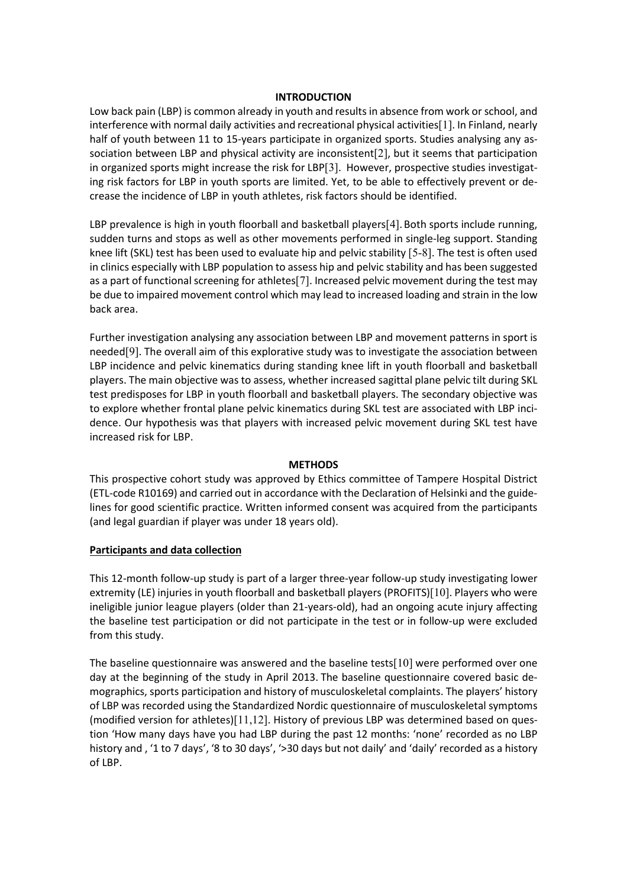## INTRODUCTION

Low back pain (LBP) is common already in youth and results in absence from work or school, and interference with normal daily activities and recreational physical activities[1]. In Finland, nearly half of youth between 11 to 15-years participate in organized sports. Studies analysing any association between LBP and physical activity are inconsistent[2], but it seems that participation in organized sports might increase the risk for LBP[3]. However, prospective studies investigating risk factors for LBP in youth sports are limited. Yet, to be able to effectively prevent or decrease the incidence of LBP in youth athletes, risk factors should be identified.

LBP prevalence is high in youth floorball and basketball players[4]. Both sports include running, sudden turns and stops as well as other movements performed in single-leg support. Standing knee lift (SKL) test has been used to evaluate hip and pelvic stability [5-8]. The test is often used in clinics especially with LBP population to assess hip and pelvic stability and has been suggested as a part of functional screening for athletes[7]. Increased pelvic movement during the test may be due to impaired movement control which may lead to increased loading and strain in the low back area.

Further investigation analysing any association between LBP and movement patterns in sport is needed[9]. The overall aim of this explorative study was to investigate the association between LBP incidence and pelvic kinematics during standing knee lift in youth floorball and basketball players. The main objective was to assess, whether increased sagittal plane pelvic tilt during SKL test predisposes for LBP in youth floorball and basketball players. The secondary objective was to explore whether frontal plane pelvic kinematics during SKL test are associated with LBP incidence. Our hypothesis was that players with increased pelvic movement during SKL test have increased risk for LBP.

## METHODS

This prospective cohort study was approved by Ethics committee of Tampere Hospital District (ETL-code R10169) and carried out in accordance with the Declaration of Helsinki and the guidelines for good scientific practice. Written informed consent was acquired from the participants (and legal guardian if player was under 18 years old).

### Participants and data collection

This 12-month follow-up study is part of a larger three-year follow-up study investigating lower extremity (LE) injuries in youth floorball and basketball players (PROFITS)[10]. Players who were ineligible junior league players (older than 21-years-old), had an ongoing acute injury affecting the baseline test participation or did not participate in the test or in follow-up were excluded from this study.

The baseline questionnaire was answered and the baseline tests[10] were performed over one day at the beginning of the study in April 2013. The baseline questionnaire covered basic demographics, sports participation and history of musculoskeletal complaints. The players' history of LBP was recorded using the Standardized Nordic questionnaire of musculoskeletal symptoms (modified version for athletes)[11,12]. History of previous LBP was determined based on question 'How many days have you had LBP during the past 12 months: 'none' recorded as no LBP history and , '1 to 7 days', '8 to 30 days', '>30 days but not daily' and 'daily' recorded as a history of LBP.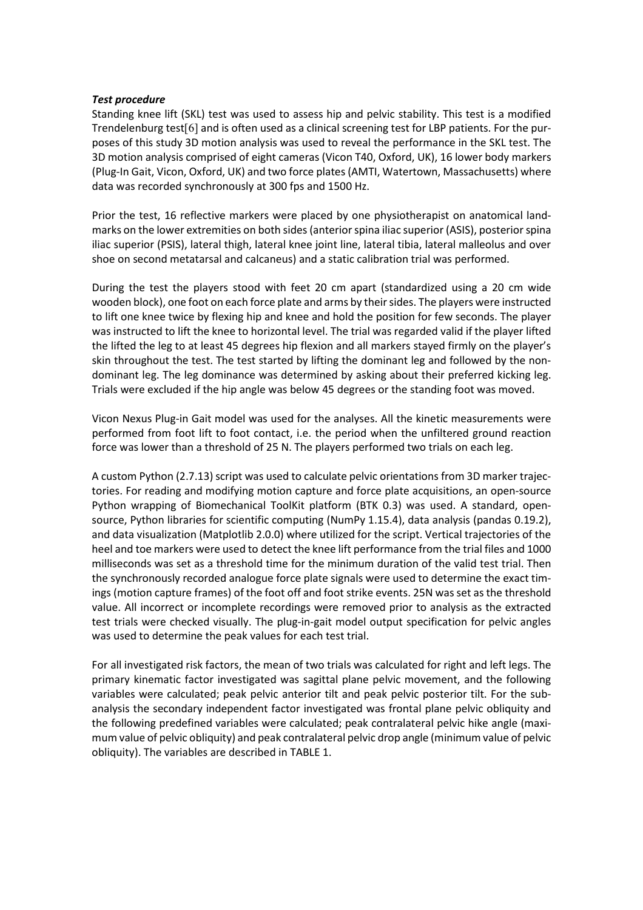***Test procedure***

Standing knee lift (SKL) test was used to assess hip and pelvic stability. This test is a modified Trendelenburg test[6] and is often used as a clinical screening test for LBP patients. For the purposes of this study 3D motion analysis was used to reveal the performance in the SKL test. The 3D motion analysis comprised of eight cameras (Vicon T40, Oxford, UK), 16 lower body markers (Plug-In Gait, Vicon, Oxford, UK) and two force plates (AMTI, Watertown, Massachusetts) where data was recorded synchronously at 300 fps and 1500 Hz.

Prior the test, 16 reflective markers were placed by one physiotherapist on anatomical landmarks on the lower extremities on both sides (anterior spina iliac superior (ASIS), posterior spina iliac superior (PSIS), lateral thigh, lateral knee joint line, lateral tibia, lateral malleolus and over shoe on second metatarsal and calcaneus) and a static calibration trial was performed.

During the test the players stood with feet 20 cm apart (standardized using a 20 cm wide wooden block), one foot on each force plate and arms by their sides. The players were instructed to lift one knee twice by flexing hip and knee and hold the position for few seconds. The player was instructed to lift the knee to horizontal level. The trial was regarded valid if the player lifted the lifted the leg to at least 45 degrees hip flexion and all markers stayed firmly on the player's skin throughout the test. The test started by lifting the dominant leg and followed by the non-dominant leg. The leg dominance was determined by asking about their preferred kicking leg. Trials were excluded if the hip angle was below 45 degrees or the standing foot was moved.

Vicon Nexus Plug-in Gait model was used for the analyses. All the kinetic measurements were performed from foot lift to foot contact, i.e. the period when the unfiltered ground reaction force was lower than a threshold of 25 N. The players performed two trials on each leg.

A custom Python (2.7.13) script was used to calculate pelvic orientations from 3D marker trajectories. For reading and modifying motion capture and force plate acquisitions, an open-source Python wrapping of Biomechanical ToolKit platform (BTK 0.3) was used. A standard, open-source, Python libraries for scientific computing (NumPy 1.15.4), data analysis (pandas 0.19.2), and data visualization (Matplotlib 2.0.0) where utilized for the script. Vertical trajectories of the heel and toe markers were used to detect the knee lift performance from the trial files and 1000 milliseconds was set as a threshold time for the minimum duration of the valid test trial. Then the synchronously recorded analogue force plate signals were used to determine the exact timings (motion capture frames) of the foot off and foot strike events. 25N was set as the threshold value. All incorrect or incomplete recordings were removed prior to analysis as the extracted test trials were checked visually. The plug-in-gait model output specification for pelvic angles was used to determine the peak values for each test trial.

For all investigated risk factors, the mean of two trials was calculated for right and left legs. The primary kinematic factor investigated was sagittal plane pelvic movement, and the following variables were calculated; peak pelvic anterior tilt and peak pelvic posterior tilt. For the sub-analysis the secondary independent factor investigated was frontal plane pelvic obliquity and the following predefined variables were calculated; peak contralateral pelvic hike angle (maximum value of pelvic obliquity) and peak contralateral pelvic drop angle (minimum value of pelvic obliquity). The variables are described in TABLE 1.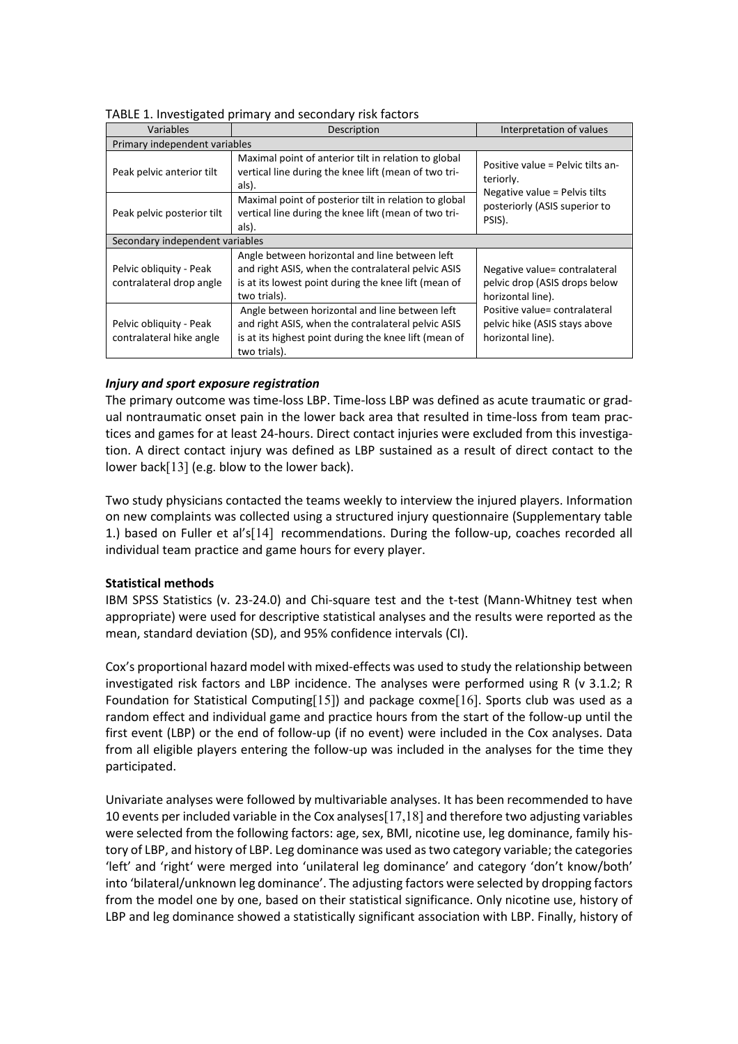TABLE 1. Investigated primary and secondary risk factors

| Variables | Description | Interpretation of values |
|---|---|---|
| Primary independent variables | | |
| Peak pelvic anterior tilt | Maximal point of anterior tilt in relation to global vertical line during the knee lift (mean of two trials). | Positive value = Pelvic tilts anteriorly. Negative value = Pelvis tilts posteriorly (ASIS superior to PSIS). |
| Peak pelvic posterior tilt | Maximal point of posterior tilt in relation to global vertical line during the knee lift (mean of two trials). | |
| Secondary independent variables | | |
| Pelvic obliquity - Peak contralateral drop angle | Angle between horizontal and line between left and right ASIS, when the contralateral pelvic ASIS is at its lowest point during the knee lift (mean of two trials). | Negative value= contralateral pelvic drop (ASIS drops below horizontal line). Positive value= contralateral pelvic hike (ASIS stays above horizontal line). |
| Pelvic obliquity - Peak contralateral hike angle | Angle between horizontal and line between left and right ASIS, when the contralateral pelvic ASIS is at its highest point during the knee lift (mean of two trials). | |

### *Injury and sport exposure registration*

The primary outcome was time-loss LBP. Time-loss LBP was defined as acute traumatic or gradual nontraumatic onset pain in the lower back area that resulted in time-loss from team practices and games for at least 24-hours. Direct contact injuries were excluded from this investigation. A direct contact injury was defined as LBP sustained as a result of direct contact to the lower back[13] (e.g. blow to the lower back).

Two study physicians contacted the teams weekly to interview the injured players. Information on new complaints was collected using a structured injury questionnaire (Supplementary table 1.) based on Fuller et al's[14] recommendations. During the follow-up, coaches recorded all individual team practice and game hours for every player.

### **Statistical methods**

IBM SPSS Statistics (v. 23-24.0) and Chi-square test and the t-test (Mann-Whitney test when appropriate) were used for descriptive statistical analyses and the results were reported as the mean, standard deviation (SD), and 95% confidence intervals (CI).

Cox's proportional hazard model with mixed-effects was used to study the relationship between investigated risk factors and LBP incidence. The analyses were performed using R (v 3.1.2; R Foundation for Statistical Computing[15]) and package coxme[16]. Sports club was used as a random effect and individual game and practice hours from the start of the follow-up until the first event (LBP) or the end of follow-up (if no event) were included in the Cox analyses. Data from all eligible players entering the follow-up was included in the analyses for the time they participated.

Univariate analyses were followed by multivariable analyses. It has been recommended to have 10 events per included variable in the Cox analyses[17,18] and therefore two adjusting variables were selected from the following factors: age, sex, BMI, nicotine use, leg dominance, family history of LBP, and history of LBP. Leg dominance was used as two category variable; the categories 'left' and 'right' were merged into 'unilateral leg dominance' and category 'don't know/both' into 'bilateral/unknown leg dominance'. The adjusting factors were selected by dropping factors from the model one by one, based on their statistical significance. Only nicotine use, history of LBP and leg dominance showed a statistically significant association with LBP. Finally, history of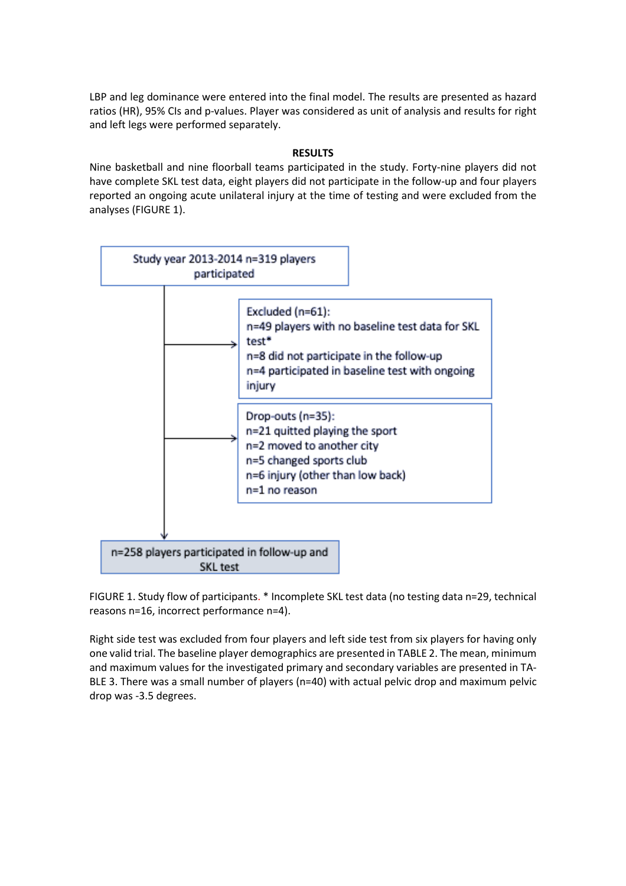LBP and leg dominance were entered into the final model. The results are presented as hazard ratios (HR), 95% CIs and p-values. Player was considered as unit of analysis and results for right and left legs were performed separately.

## RESULTS

Nine basketball and nine floorball teams participated in the study. Forty-nine players did not have complete SKL test data, eight players did not participate in the follow-up and four players reported an ongoing acute unilateral injury at the time of testing and were excluded from the analyses (FIGURE 1).

Study year 2013-2014 n=319 players participated

Excluded (n=61):
n=49 players with no baseline test data for SKL test*
n=8 did not participate in the follow-up
n=4 participated in baseline test with ongoing injury

Drop-outs (n=35):
n=21 quitted playing the sport
n=2 moved to another city
n=5 changed sports club
n=6 injury (other than low back)
n=1 no reason

n=258 players participated in follow-up and SKL test

FIGURE 1. Study flow of participants. * Incomplete SKL test data (no testing data n=29, technical reasons n=16, incorrect performance n=4).

Right side test was excluded from four players and left side test from six players for having only one valid trial. The baseline player demographics are presented in TABLE 2. The mean, minimum and maximum values for the investigated primary and secondary variables are presented in TABLE 3. There was a small number of players (n=40) with actual pelvic drop and maximum pelvic drop was -3.5 degrees.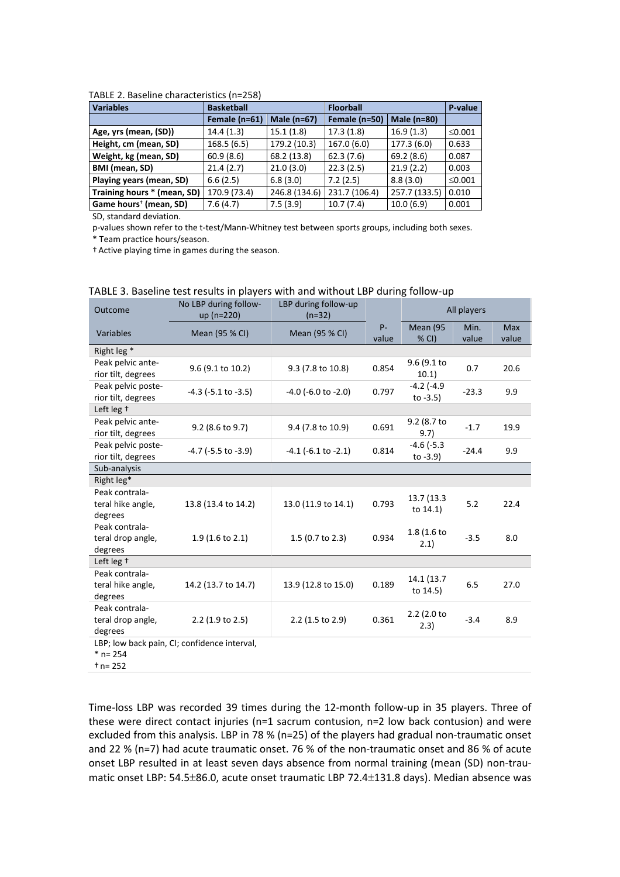TABLE 2. Baseline characteristics (n=258)

| Variables | Basketball | | Floorball | | P-value |
|---|---|---|---|---|---|
| | Female (n=61) | Male (n=67) | Female (n=50) | Male (n=80) | |
| Age, yrs (mean, (SD)) | 14.4 (1.3) | 15.1 (1.8) | 17.3 (1.8) | 16.9 (1.3) | ≤0.001 |
| Height, cm (mean, SD) | 168.5 (6.5) | 179.2 (10.3) | 167.0 (6.0) | 177.3 (6.0) | 0.633 |
| Weight, kg (mean, SD) | 60.9 (8.6) | 68.2 (13.8) | 62.3 (7.6) | 69.2 (8.6) | 0.087 |
| BMI (mean, SD) | 21.4 (2.7) | 21.0 (3.0) | 22.3 (2.5) | 21.9 (2.2) | 0.003 |
| Playing years (mean, SD) | 6.6 (2.5) | 6.8 (3.0) | 7.2 (2.5) | 8.8 (3.0) | ≤0.001 |
| Training hours * (mean, SD) | 170.9 (73.4) | 246.8 (134.6) | 231.7 (106.4) | 257.7 (133.5) | 0.010 |
| Game hours† (mean, SD) | 7.6 (4.7) | 7.5 (3.9) | 10.7 (7.4) | 10.0 (6.9) | 0.001 |

SD, standard deviation.

p-values shown refer to the t-test/Mann-Whitney test between sports groups, including both sexes.

\* Team practice hours/season.

† Active playing time in games during the season.

TABLE 3. Baseline test results in players with and without LBP during follow-up

| Outcome | No LBP during follow-up (n=220) | LBP during follow-up (n=32) | | All players | | |
|---|---|---|---|---|---|---|
| Variables | Mean (95 % CI) | Mean (95 % CI) | P-value | Mean (95 % CI) | Min. value | Max value |
| Right leg * | | | | | | |
| Peak pelvic anterior tilt, degrees | 9.6 (9.1 to 10.2) | 9.3 (7.8 to 10.8) | 0.854 | 9.6 (9.1 to 10.1) | 0.7 | 20.6 |
| Peak pelvic posterior tilt, degrees | -4.3 (-5.1 to -3.5) | -4.0 (-6.0 to -2.0) | 0.797 | -4.2 (-4.9 to -3.5) | -23.3 | 9.9 |
| Left leg † | | | | | | |
| Peak pelvic anterior tilt, degrees | 9.2 (8.6 to 9.7) | 9.4 (7.8 to 10.9) | 0.691 | 9.2 (8.7 to 9.7) | -1.7 | 19.9 |
| Peak pelvic posterior tilt, degrees | -4.7 (-5.5 to -3.9) | -4.1 (-6.1 to -2.1) | 0.814 | -4.6 (-5.3 to -3.9) | -24.4 | 9.9 |
| Sub-analysis | | | | | | |
| Right leg* | | | | | | |
| Peak contralateral hike angle, degrees | 13.8 (13.4 to 14.2) | 13.0 (11.9 to 14.1) | 0.793 | 13.7 (13.3 to 14.1) | 5.2 | 22.4 |
| Peak contralateral drop angle, degrees | 1.9 (1.6 to 2.1) | 1.5 (0.7 to 2.3) | 0.934 | 1.8 (1.6 to 2.1) | -3.5 | 8.0 |
| Left leg † | | | | | | |
| Peak contralateral hike angle, degrees | 14.2 (13.7 to 14.7) | 13.9 (12.8 to 15.0) | 0.189 | 14.1 (13.7 to 14.5) | 6.5 | 27.0 |
| Peak contralateral drop angle, degrees | 2.2 (1.9 to 2.5) | 2.2 (1.5 to 2.9) | 0.361 | 2.2 (2.0 to 2.3) | -3.4 | 8.9 |

LBP; low back pain, CI; confidence interval,

\* n= 254

† n= 252

Time-loss LBP was recorded 39 times during the 12-month follow-up in 35 players. Three of these were direct contact injuries (n=1 sacrum contusion, n=2 low back contusion) and were excluded from this analysis. LBP in 78 % (n=25) of the players had gradual non-traumatic onset and 22 % (n=7) had acute traumatic onset. 76 % of the non-traumatic onset and 86 % of acute onset LBP resulted in at least seven days absence from normal training (mean (SD) non-traumatic onset LBP: 54.5±86.0, acute onset traumatic LBP 72.4±131.8 days). Median absence was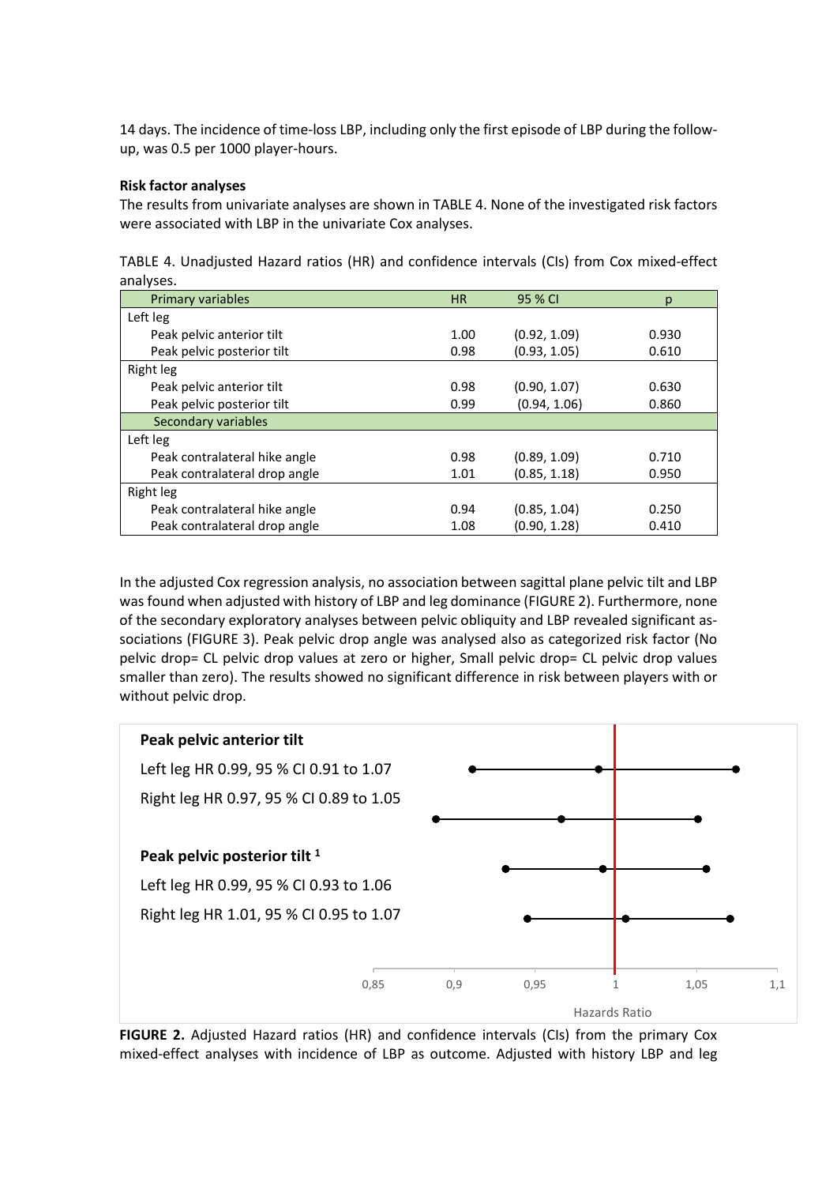14 days. The incidence of time-loss LBP, including only the first episode of LBP during the follow-up, was 0.5 per 1000 player-hours.

**Risk factor analyses**

The results from univariate analyses are shown in TABLE 4. None of the investigated risk factors were associated with LBP in the univariate Cox analyses.

TABLE 4. Unadjusted Hazard ratios (HR) and confidence intervals (CIs) from Cox mixed-effect analyses.

| Primary variables | HR | 95 % CI | p |
|---|---|---|---|
| Left leg | | | |
| Peak pelvic anterior tilt | 1.00 | (0.92, 1.09) | 0.930 |
| Peak pelvic posterior tilt | 0.98 | (0.93, 1.05) | 0.610 |
| Right leg | | | |
| Peak pelvic anterior tilt | 0.98 | (0.90, 1.07) | 0.630 |
| Peak pelvic posterior tilt | 0.99 | (0.94, 1.06) | 0.860 |
| **Secondary variables** | | | |
| Left leg | | | |
| Peak contralateral hike angle | 0.98 | (0.89, 1.09) | 0.710 |
| Peak contralateral drop angle | 1.01 | (0.85, 1.18) | 0.950 |
| Right leg | | | |
| Peak contralateral hike angle | 0.94 | (0.85, 1.04) | 0.250 |
| Peak contralateral drop angle | 1.08 | (0.90, 1.28) | 0.410 |

In the adjusted Cox regression analysis, no association between sagittal plane pelvic tilt and LBP was found when adjusted with history of LBP and leg dominance (FIGURE 2). Furthermore, none of the secondary exploratory analyses between pelvic obliquity and LBP revealed significant associations (FIGURE 3). Peak pelvic drop angle was analysed also as categorized risk factor (No pelvic drop= CL pelvic drop values at zero or higher, Small pelvic drop= CL pelvic drop values smaller than zero). The results showed no significant difference in risk between players with or without pelvic drop.

**Peak pelvic anterior tilt**

Left leg HR 0.99, 95 % CI 0.91 to 1.07

Right leg HR 0.97, 95 % CI 0.89 to 1.05

**Peak pelvic posterior tilt [1]**

Left leg HR 0.99, 95 % CI 0.93 to 1.06

Right leg HR 1.01, 95 % CI 0.95 to 1.07

**FIGURE 2.** Adjusted Hazard ratios (HR) and confidence intervals (CIs) from the primary Cox mixed-effect analyses with incidence of LBP as outcome. Adjusted with history LBP and leg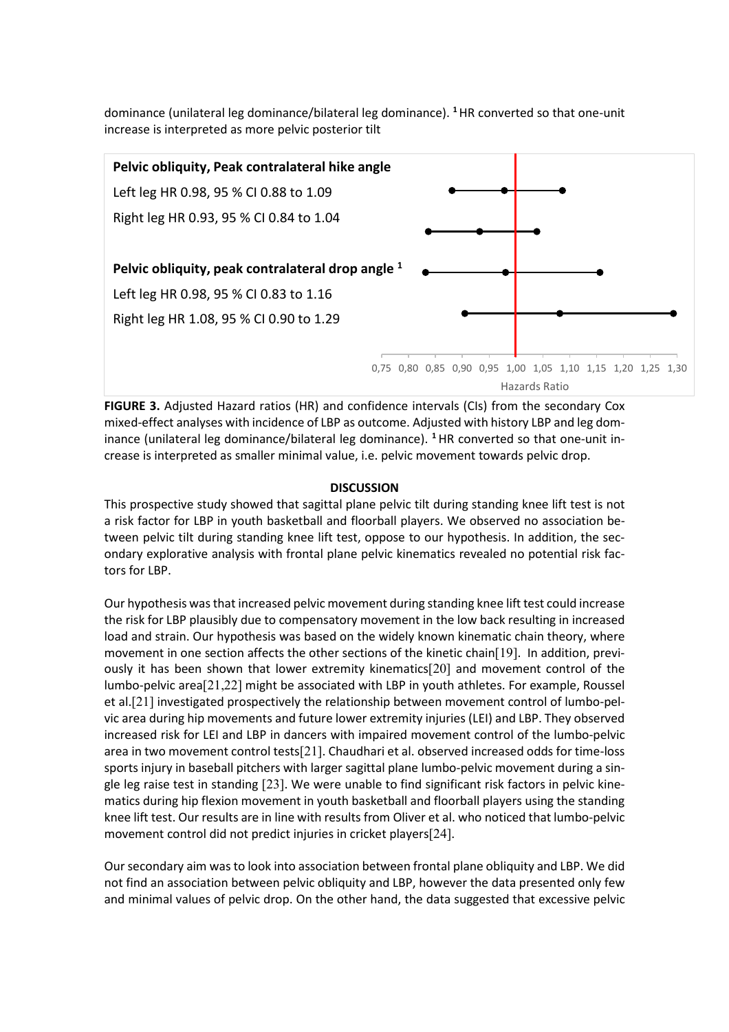dominance (unilateral leg dominance/bilateral leg dominance). [1] HR converted so that one-unit increase is interpreted as more pelvic posterior tilt

**Pelvic obliquity, Peak contralateral hike angle**

Left leg HR 0.98, 95 % CI 0.88 to 1.09

Right leg HR 0.93, 95 % CI 0.84 to 1.04

**Pelvic obliquity, peak contralateral drop angle [1]**

Left leg HR 0.98, 95 % CI 0.83 to 1.16

Right leg HR 1.08, 95 % CI 0.90 to 1.29

0,75 0,80 0,85 0,90 0,95 1,00 1,05 1,10 1,15 1,20 1,25 1,30

Hazards Ratio

**FIGURE 3.** Adjusted Hazard ratios (HR) and confidence intervals (CIs) from the secondary Cox mixed-effect analyses with incidence of LBP as outcome. Adjusted with history LBP and leg dominance (unilateral leg dominance/bilateral leg dominance). [1] HR converted so that one-unit increase is interpreted as smaller minimal value, i.e. pelvic movement towards pelvic drop.

## DISCUSSION

This prospective study showed that sagittal plane pelvic tilt during standing knee lift test is not a risk factor for LBP in youth basketball and floorball players. We observed no association between pelvic tilt during standing knee lift test, oppose to our hypothesis. In addition, the secondary explorative analysis with frontal plane pelvic kinematics revealed no potential risk factors for LBP.

Our hypothesis was that increased pelvic movement during standing knee lift test could increase the risk for LBP plausibly due to compensatory movement in the low back resulting in increased load and strain. Our hypothesis was based on the widely known kinematic chain theory, where movement in one section affects the other sections of the kinetic chain[19]. In addition, previously it has been shown that lower extremity kinematics[20] and movement control of the lumbo-pelvic area[21,22] might be associated with LBP in youth athletes. For example, Roussel et al.[21] investigated prospectively the relationship between movement control of lumbo-pelvic area during hip movements and future lower extremity injuries (LEI) and LBP. They observed increased risk for LEI and LBP in dancers with impaired movement control of the lumbo-pelvic area in two movement control tests[21]. Chaudhari et al. observed increased odds for time-loss sports injury in baseball pitchers with larger sagittal plane lumbo-pelvic movement during a single leg raise test in standing [23]. We were unable to find significant risk factors in pelvic kinematics during hip flexion movement in youth basketball and floorball players using the standing knee lift test. Our results are in line with results from Oliver et al. who noticed that lumbo-pelvic movement control did not predict injuries in cricket players[24].

Our secondary aim was to look into association between frontal plane obliquity and LBP. We did not find an association between pelvic obliquity and LBP, however the data presented only few and minimal values of pelvic drop. On the other hand, the data suggested that excessive pelvic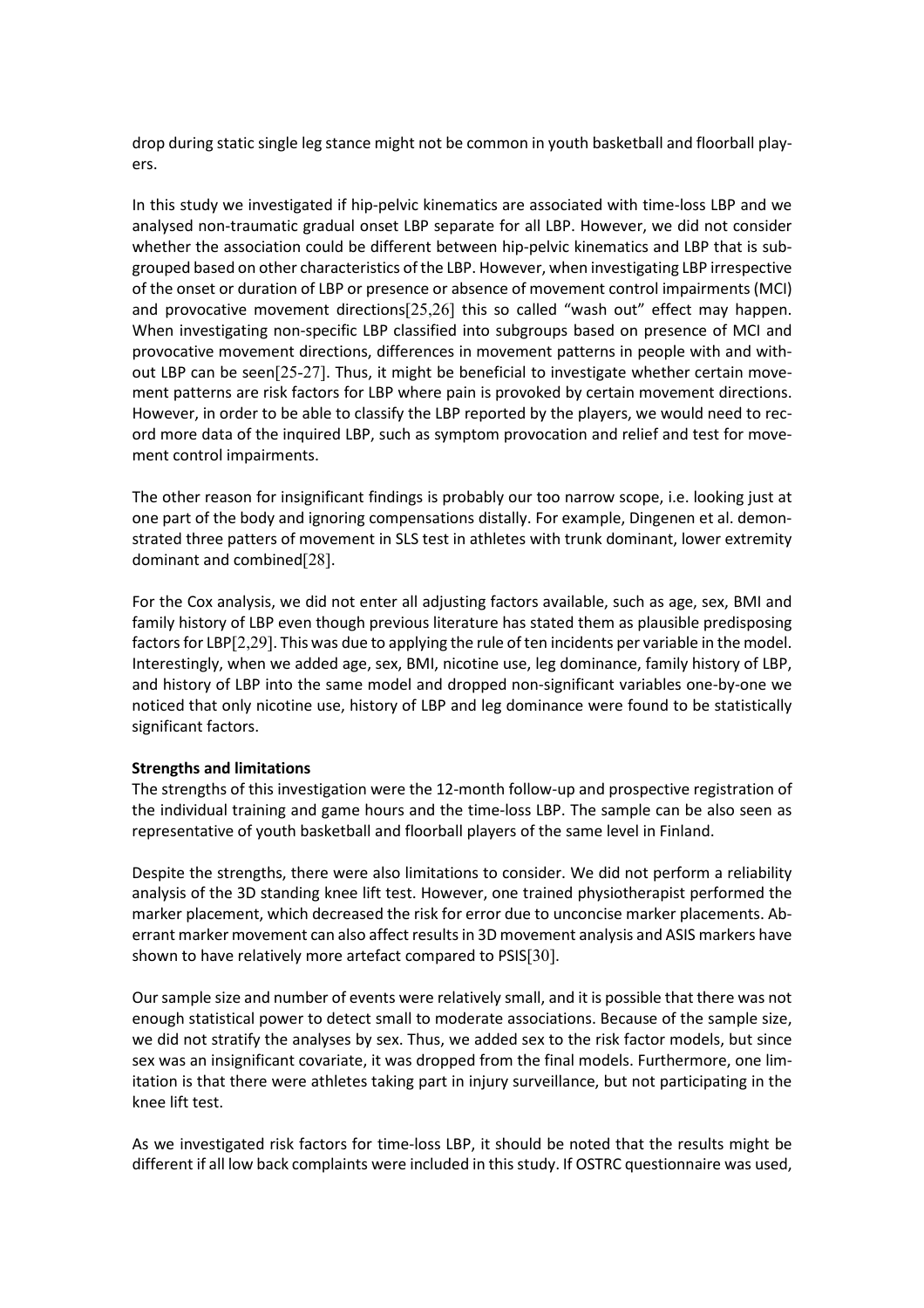drop during static single leg stance might not be common in youth basketball and floorball players.

In this study we investigated if hip-pelvic kinematics are associated with time-loss LBP and we analysed non-traumatic gradual onset LBP separate for all LBP. However, we did not consider whether the association could be different between hip-pelvic kinematics and LBP that is subgrouped based on other characteristics of the LBP. However, when investigating LBP irrespective of the onset or duration of LBP or presence or absence of movement control impairments (MCI) and provocative movement directions[25,26] this so called "wash out" effect may happen. When investigating non-specific LBP classified into subgroups based on presence of MCI and provocative movement directions, differences in movement patterns in people with and without LBP can be seen[25-27]. Thus, it might be beneficial to investigate whether certain movement patterns are risk factors for LBP where pain is provoked by certain movement directions. However, in order to be able to classify the LBP reported by the players, we would need to record more data of the inquired LBP, such as symptom provocation and relief and test for movement control impairments.

The other reason for insignificant findings is probably our too narrow scope, i.e. looking just at one part of the body and ignoring compensations distally. For example, Dingenen et al. demonstrated three patters of movement in SLS test in athletes with trunk dominant, lower extremity dominant and combined[28].

For the Cox analysis, we did not enter all adjusting factors available, such as age, sex, BMI and family history of LBP even though previous literature has stated them as plausible predisposing factors for LBP[2,29]. This was due to applying the rule of ten incidents per variable in the model. Interestingly, when we added age, sex, BMI, nicotine use, leg dominance, family history of LBP, and history of LBP into the same model and dropped non-significant variables one-by-one we noticed that only nicotine use, history of LBP and leg dominance were found to be statistically significant factors.

**Strengths and limitations**

The strengths of this investigation were the 12-month follow-up and prospective registration of the individual training and game hours and the time-loss LBP. The sample can be also seen as representative of youth basketball and floorball players of the same level in Finland.

Despite the strengths, there were also limitations to consider. We did not perform a reliability analysis of the 3D standing knee lift test. However, one trained physiotherapist performed the marker placement, which decreased the risk for error due to unconcise marker placements. Aberrant marker movement can also affect results in 3D movement analysis and ASIS markers have shown to have relatively more artefact compared to PSIS[30].

Our sample size and number of events were relatively small, and it is possible that there was not enough statistical power to detect small to moderate associations. Because of the sample size, we did not stratify the analyses by sex. Thus, we added sex to the risk factor models, but since sex was an insignificant covariate, it was dropped from the final models. Furthermore, one limitation is that there were athletes taking part in injury surveillance, but not participating in the knee lift test.

As we investigated risk factors for time-loss LBP, it should be noted that the results might be different if all low back complaints were included in this study. If OSTRC questionnaire was used,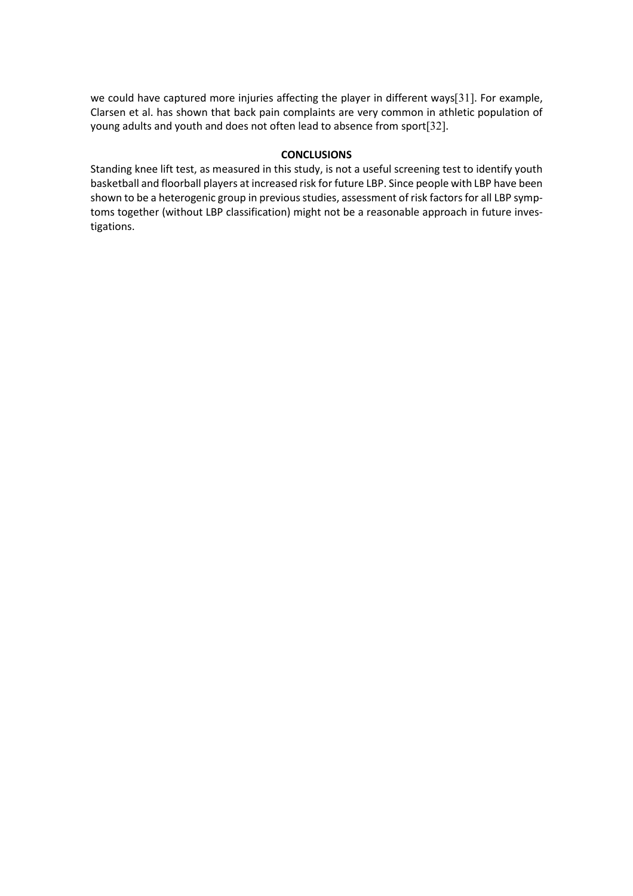we could have captured more injuries affecting the player in different ways[31]. For example, Clarsen et al. has shown that back pain complaints are very common in athletic population of young adults and youth and does not often lead to absence from sport[32].

## CONCLUSIONS

Standing knee lift test, as measured in this study, is not a useful screening test to identify youth basketball and floorball players at increased risk for future LBP. Since people with LBP have been shown to be a heterogenic group in previous studies, assessment of risk factors for all LBP symptoms together (without LBP classification) might not be a reasonable approach in future investigations.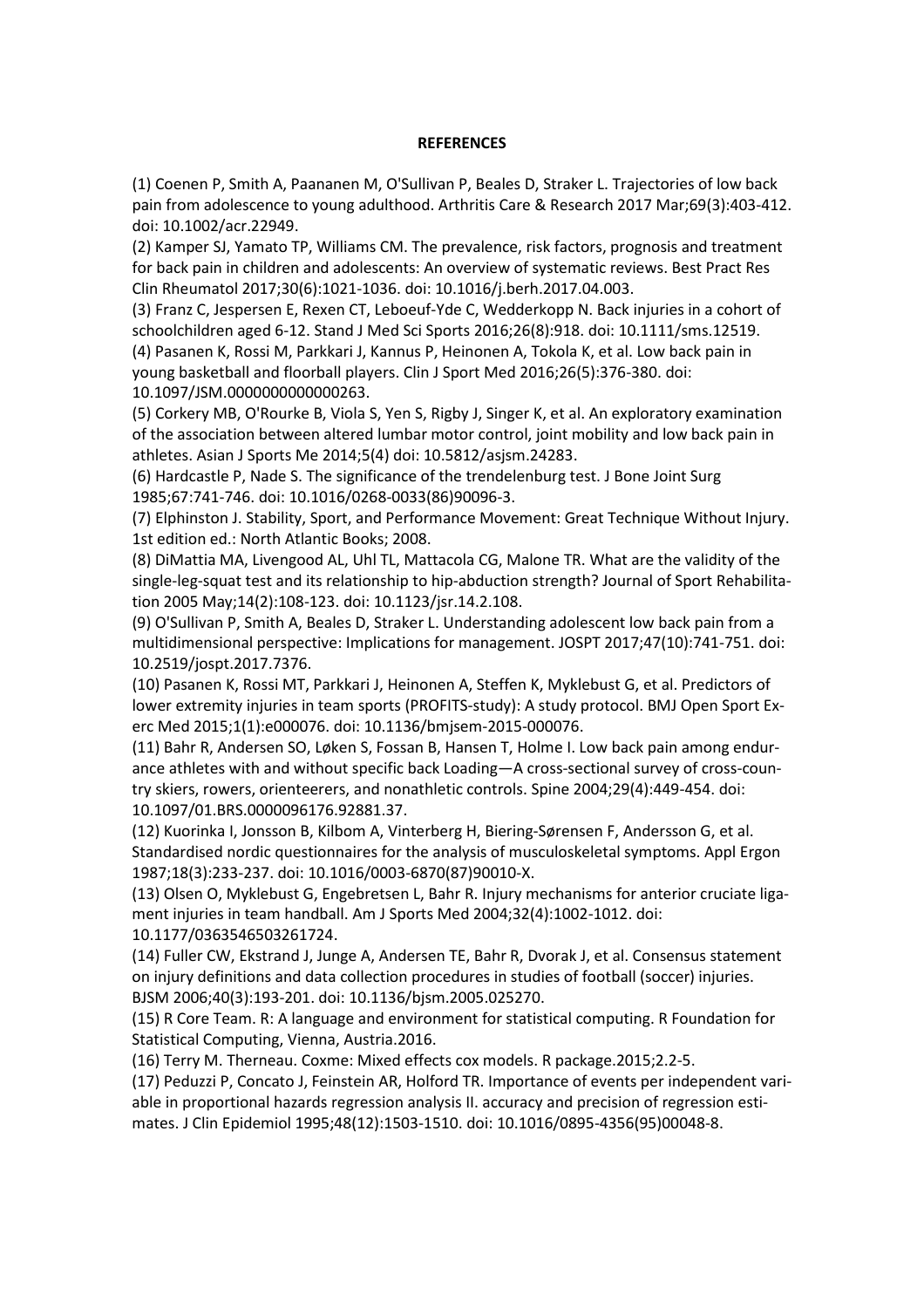**REFERENCES**

(1) Coenen P, Smith A, Paananen M, O'Sullivan P, Beales D, Straker L. Trajectories of low back pain from adolescence to young adulthood. Arthritis Care & Research 2017 Mar;69(3):403-412. doi: 10.1002/acr.22949.

(2) Kamper SJ, Yamato TP, Williams CM. The prevalence, risk factors, prognosis and treatment for back pain in children and adolescents: An overview of systematic reviews. Best Pract Res Clin Rheumatol 2017;30(6):1021-1036. doi: 10.1016/j.berh.2017.04.003.

(3) Franz C, Jespersen E, Rexen CT, Leboeuf-Yde C, Wedderkopp N. Back injuries in a cohort of schoolchildren aged 6-12. Stand J Med Sci Sports 2016;26(8):918. doi: 10.1111/sms.12519.

(4) Pasanen K, Rossi M, Parkkari J, Kannus P, Heinonen A, Tokola K, et al. Low back pain in young basketball and floorball players. Clin J Sport Med 2016;26(5):376-380. doi: 10.1097/JSM.0000000000000263.

(5) Corkery MB, O'Rourke B, Viola S, Yen S, Rigby J, Singer K, et al. An exploratory examination of the association between altered lumbar motor control, joint mobility and low back pain in athletes. Asian J Sports Me 2014;5(4) doi: 10.5812/asjsm.24283.

(6) Hardcastle P, Nade S. The significance of the trendelenburg test. J Bone Joint Surg 1985;67:741-746. doi: 10.1016/0268-0033(86)90096-3.

(7) Elphinston J. Stability, Sport, and Performance Movement: Great Technique Without Injury. 1st edition ed.: North Atlantic Books; 2008.

(8) DiMattia MA, Livengood AL, Uhl TL, Mattacola CG, Malone TR. What are the validity of the single-leg-squat test and its relationship to hip-abduction strength? Journal of Sport Rehabilitation 2005 May;14(2):108-123. doi: 10.1123/jsr.14.2.108.

(9) O'Sullivan P, Smith A, Beales D, Straker L. Understanding adolescent low back pain from a multidimensional perspective: Implications for management. JOSPT 2017;47(10):741-751. doi: 10.2519/jospt.2017.7376.

(10) Pasanen K, Rossi MT, Parkkari J, Heinonen A, Steffen K, Myklebust G, et al. Predictors of lower extremity injuries in team sports (PROFITS-study): A study protocol. BMJ Open Sport Exerc Med 2015;1(1):e000076. doi: 10.1136/bmjsem-2015-000076.

(11) Bahr R, Andersen SO, Løken S, Fossan B, Hansen T, Holme I. Low back pain among endurance athletes with and without specific back Loading—A cross-sectional survey of cross-country skiers, rowers, orienteerers, and nonathletic controls. Spine 2004;29(4):449-454. doi: 10.1097/01.BRS.0000096176.92881.37.

(12) Kuorinka I, Jonsson B, Kilbom A, Vinterberg H, Biering-Sørensen F, Andersson G, et al. Standardised nordic questionnaires for the analysis of musculoskeletal symptoms. Appl Ergon 1987;18(3):233-237. doi: 10.1016/0003-6870(87)90010-X.

(13) Olsen O, Myklebust G, Engebretsen L, Bahr R. Injury mechanisms for anterior cruciate ligament injuries in team handball. Am J Sports Med 2004;32(4):1002-1012. doi: 10.1177/0363546503261724.

(14) Fuller CW, Ekstrand J, Junge A, Andersen TE, Bahr R, Dvorak J, et al. Consensus statement on injury definitions and data collection procedures in studies of football (soccer) injuries. BJSM 2006;40(3):193-201. doi: 10.1136/bjsm.2005.025270.

(15) R Core Team. R: A language and environment for statistical computing. R Foundation for Statistical Computing, Vienna, Austria.2016.

(16) Terry M. Therneau. Coxme: Mixed effects cox models. R package.2015;2.2-5.

(17) Peduzzi P, Concato J, Feinstein AR, Holford TR. Importance of events per independent variable in proportional hazards regression analysis II. accuracy and precision of regression estimates. J Clin Epidemiol 1995;48(12):1503-1510. doi: 10.1016/0895-4356(95)00048-8.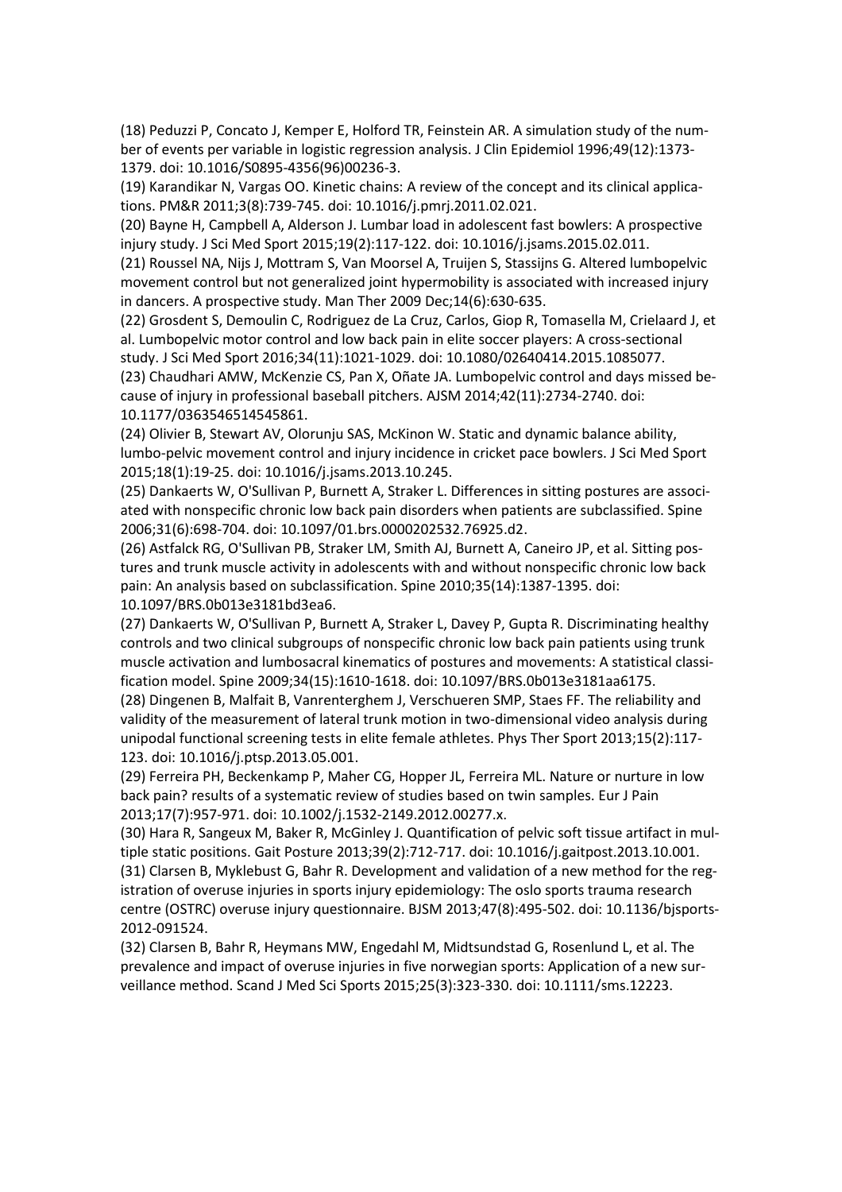(18) Peduzzi P, Concato J, Kemper E, Holford TR, Feinstein AR. A simulation study of the number of events per variable in logistic regression analysis. J Clin Epidemiol 1996;49(12):1373-1379. doi: 10.1016/S0895-4356(96)00236-3.

(19) Karandikar N, Vargas OO. Kinetic chains: A review of the concept and its clinical applications. PM&R 2011;3(8):739-745. doi: 10.1016/j.pmrj.2011.02.021.

(20) Bayne H, Campbell A, Alderson J. Lumbar load in adolescent fast bowlers: A prospective injury study. J Sci Med Sport 2015;19(2):117-122. doi: 10.1016/j.jsams.2015.02.011.

(21) Roussel NA, Nijs J, Mottram S, Van Moorsel A, Truijen S, Stassijns G. Altered lumbopelvic movement control but not generalized joint hypermobility is associated with increased injury in dancers. A prospective study. Man Ther 2009 Dec;14(6):630-635.

(22) Grosdent S, Demoulin C, Rodriguez de La Cruz, Carlos, Giop R, Tomasella M, Crielaard J, et al. Lumbopelvic motor control and low back pain in elite soccer players: A cross-sectional study. J Sci Med Sport 2016;34(11):1021-1029. doi: 10.1080/02640414.2015.1085077.

(23) Chaudhari AMW, McKenzie CS, Pan X, Oñate JA. Lumbopelvic control and days missed because of injury in professional baseball pitchers. AJSM 2014;42(11):2734-2740. doi: 10.1177/0363546514545861.

(24) Olivier B, Stewart AV, Olorunju SAS, McKinon W. Static and dynamic balance ability, lumbo-pelvic movement control and injury incidence in cricket pace bowlers. J Sci Med Sport 2015;18(1):19-25. doi: 10.1016/j.jsams.2013.10.245.

(25) Dankaerts W, O'Sullivan P, Burnett A, Straker L. Differences in sitting postures are associated with nonspecific chronic low back pain disorders when patients are subclassified. Spine 2006;31(6):698-704. doi: 10.1097/01.brs.0000202532.76925.d2.

(26) Astfalck RG, O'Sullivan PB, Straker LM, Smith AJ, Burnett A, Caneiro JP, et al. Sitting postures and trunk muscle activity in adolescents with and without nonspecific chronic low back pain: An analysis based on subclassification. Spine 2010;35(14):1387-1395. doi: 10.1097/BRS.0b013e3181bd3ea6.

(27) Dankaerts W, O'Sullivan P, Burnett A, Straker L, Davey P, Gupta R. Discriminating healthy controls and two clinical subgroups of nonspecific chronic low back pain patients using trunk muscle activation and lumbosacral kinematics of postures and movements: A statistical classification model. Spine 2009;34(15):1610-1618. doi: 10.1097/BRS.0b013e3181aa6175.

(28) Dingenen B, Malfait B, Vanrenterghem J, Verschueren SMP, Staes FF. The reliability and validity of the measurement of lateral trunk motion in two-dimensional video analysis during unipodal functional screening tests in elite female athletes. Phys Ther Sport 2013;15(2):117-123. doi: 10.1016/j.ptsp.2013.05.001.

(29) Ferreira PH, Beckenkamp P, Maher CG, Hopper JL, Ferreira ML. Nature or nurture in low back pain? results of a systematic review of studies based on twin samples. Eur J Pain 2013;17(7):957-971. doi: 10.1002/j.1532-2149.2012.00277.x.

(30) Hara R, Sangeux M, Baker R, McGinley J. Quantification of pelvic soft tissue artifact in multiple static positions. Gait Posture 2013;39(2):712-717. doi: 10.1016/j.gaitpost.2013.10.001.

(31) Clarsen B, Myklebust G, Bahr R. Development and validation of a new method for the registration of overuse injuries in sports injury epidemiology: The oslo sports trauma research centre (OSTRC) overuse injury questionnaire. BJSM 2013;47(8):495-502. doi: 10.1136/bjsports-2012-091524.

(32) Clarsen B, Bahr R, Heymans MW, Engedahl M, Midtsundstad G, Rosenlund L, et al. The prevalence and impact of overuse injuries in five norwegian sports: Application of a new surveillance method. Scand J Med Sci Sports 2015;25(3):323-330. doi: 10.1111/sms.12223.